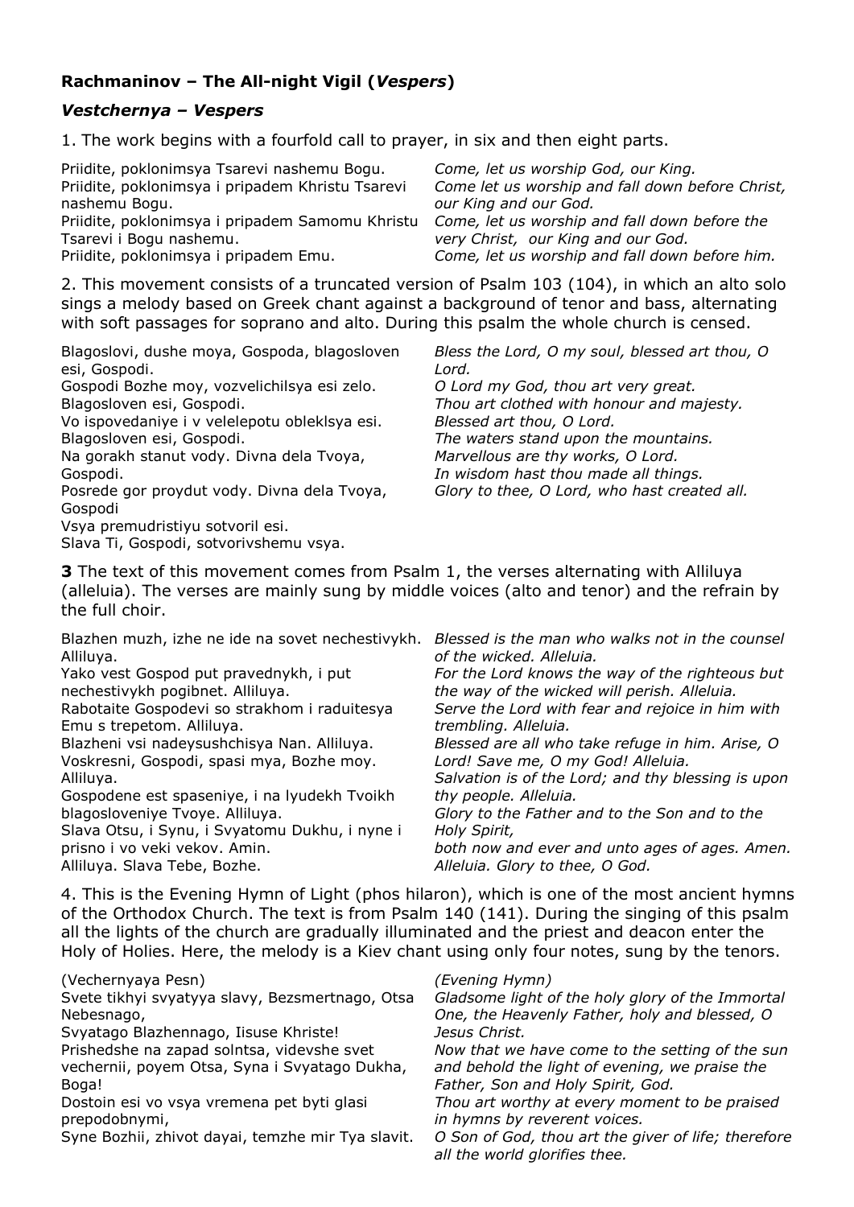## **Rachmaninov – The All-night Vigil (*Vespers*)**

### ***Vestchernya – Vespers***

1. The work begins with a fourfold call to prayer, in six and then eight parts.

| | |
|---|---|
| Priidite, poklonimsya Tsarevi nashemu Bogu.<br>Priidite, poklonimsya i pripadem Khristu Tsarevi nashemu Bogu.<br>Priidite, poklonimsya i pripadem Samomu Khristu Tsarevi i Bogu nashemu.<br>Priidite, poklonimsya i pripadem Emu. | *Come, let us worship God, our King.*<br>*Come let us worship and fall down before Christ, our King and our God.*<br>*Come, let us worship and fall down before the very Christ, our King and our God.*<br>*Come, let us worship and fall down before him.* |

2. This movement consists of a truncated version of Psalm 103 (104), in which an alto solo sings a melody based on Greek chant against a background of tenor and bass, alternating with soft passages for soprano and alto. During this psalm the whole church is censed.

| | |
|---|---|
| Blagoslovi, dushe moya, Gospoda, blagosloven esi, Gospodi.<br>Gospodi Bozhe moy, vozvelichilsya esi zelo.<br>Blagosloven esi, Gospodi.<br>Vo ispovedaniye i v velelepotu obleklsya esi.<br>Blagosloven esi, Gospodi.<br>Na gorakh stanut vody. Divna dela Tvoya, Gospodi.<br>Posrede gor proydut vody. Divna dela Tvoya, Gospodi<br>Vsya premudristiyu sotvoril esi.<br>Slava Ti, Gospodi, sotvorivshemu vsya. | *Bless the Lord, O my soul, blessed art thou, O Lord.*<br>*O Lord my God, thou art very great.*<br>*Thou art clothed with honour and majesty.*<br>*Blessed art thou, O Lord.*<br>*The waters stand upon the mountains.*<br>*Marvellous are thy works, O Lord.*<br>*In wisdom hast thou made all things.*<br>*Glory to thee, O Lord, who hast created all.* |

**3** The text of this movement comes from Psalm 1, the verses alternating with Alliluya (alleluia). The verses are mainly sung by middle voices (alto and tenor) and the refrain by the full choir.

| | |
|---|---|
| Blazhen muzh, izhe ne ide na sovet nechestivykh. Alliluya.<br>Yako vest Gospod put pravednykh, i put nechestivykh pogibnet. Alliluya.<br>Rabotaite Gospodevi so strakhom i raduitesya Emu s trepetom. Alliluya.<br>Blazheni vsi nadeysushchisya Nan. Alliluya.<br>Voskresni, Gospodi, spasi mya, Bozhe moy. Alliluya.<br>Gospodene est spaseniye, i na lyudekh Tvoikh blagosloveniye Tvoye. Alliluya.<br>Slava Otsu, i Synu, i Svyatomu Dukhu, i nyne i prisno i vo veki vekov. Amin.<br>Alliluya. Slava Tebe, Bozhe. | *Blessed is the man who walks not in the counsel of the wicked. Alleluia.*<br>*For the Lord knows the way of the righteous but the way of the wicked will perish. Alleluia.*<br>*Serve the Lord with fear and rejoice in him with trembling. Alleluia.*<br>*Blessed are all who take refuge in him. Arise, O Lord! Save me, O my God! Alleluia.*<br>*Salvation is of the Lord; and thy blessing is upon thy people. Alleluia.*<br>*Glory to the Father and to the Son and to the Holy Spirit,*<br>*both now and ever and unto ages of ages. Amen.*<br>*Alleluia. Glory to thee, O God.* |

4. This is the Evening Hymn of Light (phos hilaron), which is one of the most ancient hymns of the Orthodox Church. The text is from Psalm 140 (141). During the singing of this psalm all the lights of the church are gradually illuminated and the priest and deacon enter the Holy of Holies. Here, the melody is a Kiev chant using only four notes, sung by the tenors.

| | |
|---|---|
| (Vechernyaya Pesn)<br>Svete tikhyi svyatyya slavy, Bezsmertnago, Otsa Nebesnago,<br>Svyatago Blazhennago, Iisuse Khriste!<br>Prishedshe na zapad solntsa, videvshe svet vechernii, poyem Otsa, Syna i Svyatago Dukha, Boga!<br>Dostoin esi vo vsya vremena pet byti glasi prepodobnymi,<br>Syne Bozhii, zhivot dayai, temzhe mir Tya slavit. | *(Evening Hymn)*<br>*Gladsome light of the holy glory of the Immortal One, the Heavenly Father, holy and blessed, O Jesus Christ.*<br>*Now that we have come to the setting of the sun and behold the light of evening, we praise the Father, Son and Holy Spirit, God.*<br>*Thou art worthy at every moment to be praised in hymns by reverent voices.*<br>*O Son of God, thou art the giver of life; therefore all the world glorifies thee.* |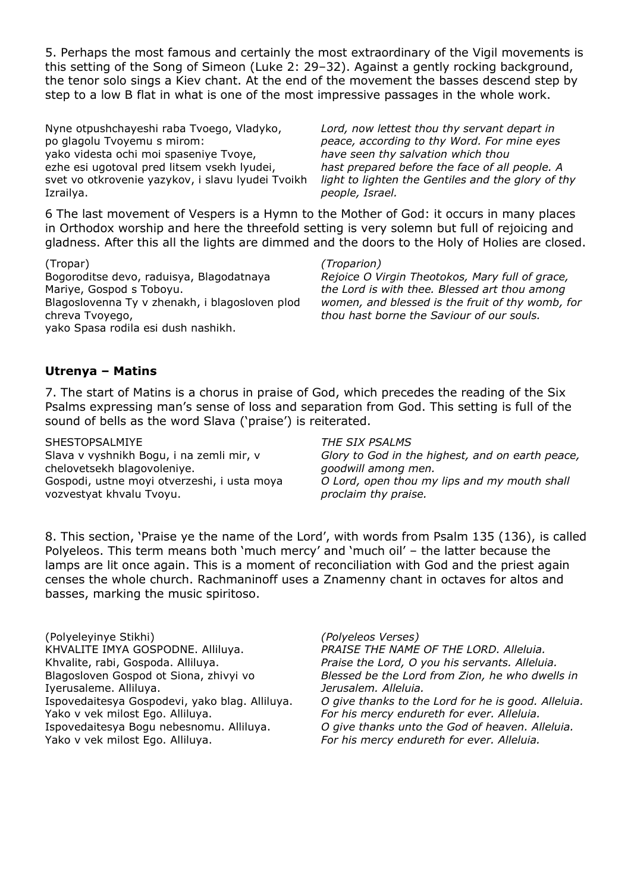5. Perhaps the most famous and certainly the most extraordinary of the Vigil movements is this setting of the Song of Simeon (Luke 2: 29–32). Against a gently rocking background, the tenor solo sings a Kiev chant. At the end of the movement the basses descend step by step to a low B flat in what is one of the most impressive passages in the whole work.

| | |
|---|---|
| Nyne otpushchayeshi raba Tvoego, Vladyko, po glagolu Tvoyemu s mirom: yako videsta ochi moi spaseniye Tvoye, ezhe esi ugotoval pred litsem vsekh lyudei, svet vo otkrovenie yazykov, i slavu lyudei Tvoikh Izrailya. | *Lord, now lettest thou thy servant depart in peace, according to thy Word. For mine eyes have seen thy salvation which thou hast prepared before the face of all people. A light to lighten the Gentiles and the glory of thy people, Israel.* |

6 The last movement of Vespers is a Hymn to the Mother of God: it occurs in many places in Orthodox worship and here the threefold setting is very solemn but full of rejoicing and gladness. After this all the lights are dimmed and the doors to the Holy of Holies are closed.

| | |
|---|---|
| (Tropar) | *(Troparion)* |
| Bogoroditse devo, raduisya, Blagodatnaya Mariye, Gospod s Toboyu. Blagoslovenna Ty v zhenakh, i blagosloven plod chreva Tvoyego, yako Spasa rodila esi dush nashikh. | *Rejoice O Virgin Theotokos, Mary full of grace, the Lord is with thee. Blessed art thou among women, and blessed is the fruit of thy womb, for thou hast borne the Saviour of our souls.* |

## Utrenya – Matins

7. The start of Matins is a chorus in praise of God, which precedes the reading of the Six Psalms expressing man's sense of loss and separation from God. This setting is full of the sound of bells as the word Slava ('praise') is reiterated.

| | |
|---|---|
| SHESTOPSALMIYE | *THE SIX PSALMS* |
| Slava v vyshnikh Bogu, i na zemli mir, v chelovetsekh blagovoleniye. | *Glory to God in the highest, and on earth peace, goodwill among men.* |
| Gospodi, ustne moyi otverzeshi, i usta moya vozvestyat khvalu Tvoyu. | *O Lord, open thou my lips and my mouth shall proclaim thy praise.* |

8. This section, 'Praise ye the name of the Lord', with words from Psalm 135 (136), is called Polyeleos. This term means both 'much mercy' and 'much oil' – the latter because the lamps are lit once again. This is a moment of reconciliation with God and the priest again censes the whole church. Rachmaninoff uses a Znamenny chant in octaves for altos and basses, marking the music spiritoso.

| | |
|---|---|
| (Polyeleyinye Stikhi) | *(Polyeleos Verses)* |
| KHVALITE IMYA GOSPODNE. Alliluya. | *PRAISE THE NAME OF THE LORD. Alleluia.* |
| Khvalite, rabi, Gospoda. Alliluya. | *Praise the Lord, O you his servants. Alleluia.* |
| Blagosloven Gospod ot Siona, zhivyi vo Iyerusaleme. Alliluya. | *Blessed be the Lord from Zion, he who dwells in Jerusalem. Alleluia.* |
| Ispovedaitesya Gospodevi, yako blag. Alliluya. | *O give thanks to the Lord for he is good. Alleluia.* |
| Yako v vek milost Ego. Alliluya. | *For his mercy endureth for ever. Alleluia.* |
| Ispovedaitesya Bogu nebesnomu. Alliluya. | *O give thanks unto the God of heaven. Alleluia.* |
| Yako v vek milost Ego. Alliluya. | *For his mercy endureth for ever. Alleluia.* |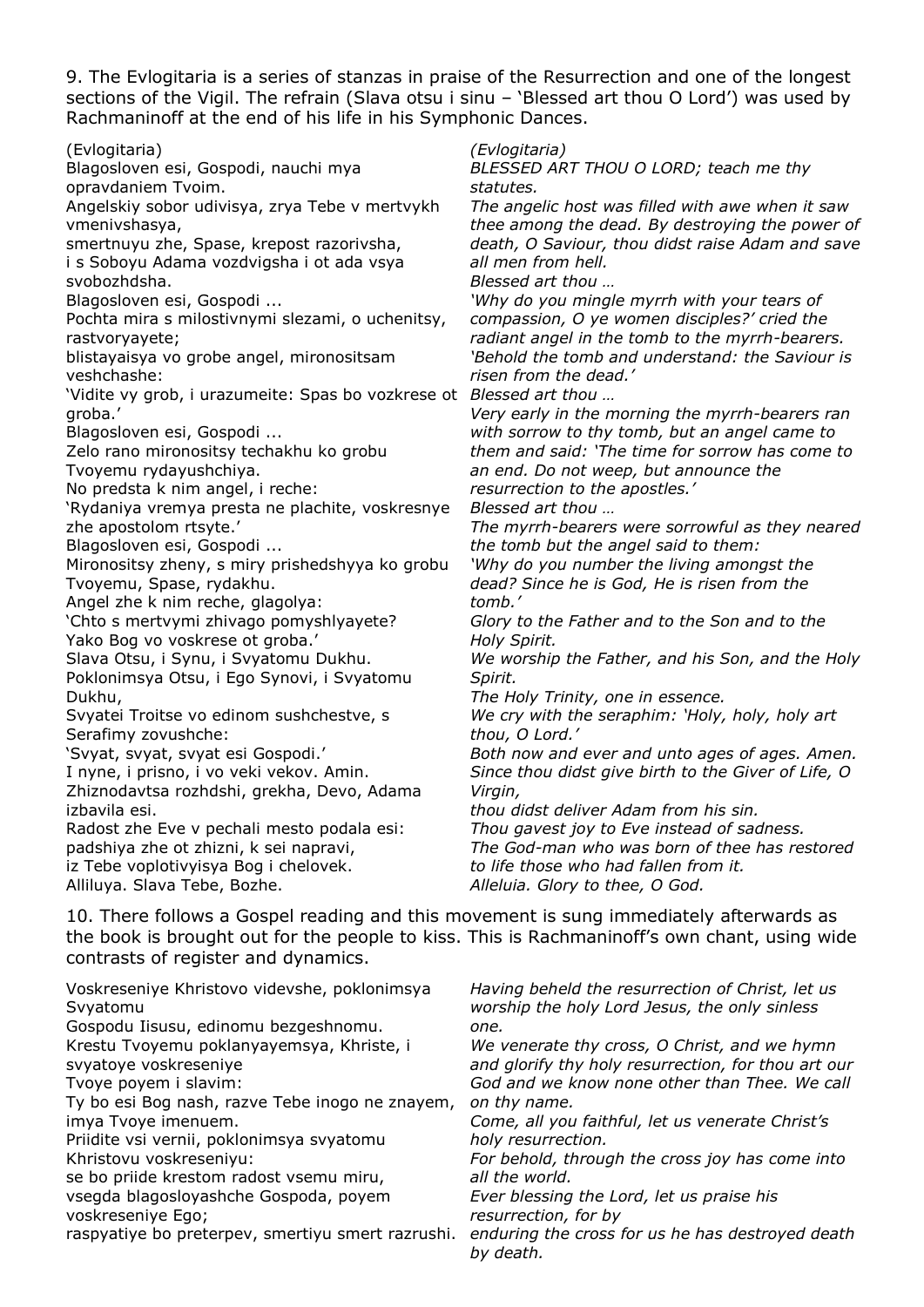9. The Evlogitaria is a series of stanzas in praise of the Resurrection and one of the longest sections of the Vigil. The refrain (Slava otsu i sinu – 'Blessed art thou O Lord') was used by Rachmaninoff at the end of his life in his Symphonic Dances.

| | |
|---|---|
| (Evlogitaria) | *(Evlogitaria)* |
| Blagosloven esi, Gospodi, nauchi mya opravdaniem Tvoim. | *BLESSED ART THOU O LORD; teach me thy statutes.* |
| Angelskiy sobor udivisya, zrya Tebe v mertvykh vmenivshasya, smertnuyu zhe, Spase, krepost razorivsha, i s Soboyu Adama vozdvigsha i ot ada vsya svobozhdsha. | *The angelic host was filled with awe when it saw thee among the dead. By destroying the power of death, O Saviour, thou didst raise Adam and save all men from hell.* |
| Blagosloven esi, Gospodi ... | *Blessed art thou …* |
| Pochta mira s milostivnymi slezami, o uchenitsy, rastvoryayete; blistayaisya vo grobe angel, mironositsam veshchashe: 'Vidite vy grob, i urazumeite: Spas bo vozkrese ot groba.' | *'Why do you mingle myrrh with your tears of compassion, O ye women disciples?' cried the radiant angel in the tomb to the myrrh-bearers. 'Behold the tomb and understand: the Saviour is risen from the dead.'* |
| Blagosloven esi, Gospodi ... | *Blessed art thou …* |
| Zelo rano mironositsy techakhu ko grobu Tvoyemu rydayushchiya. No predsta k nim angel, i reche: 'Rydaniya vremya presta ne plachite, voskresnye zhe apostolom rtsyte.' | *Very early in the morning the myrrh-bearers ran with sorrow to thy tomb, but an angel came to them and said: 'The time for sorrow has come to an end. Do not weep, but announce the resurrection to the apostles.'* |
| Blagosloven esi, Gospodi ... | *Blessed art thou …* |
| Mironositsy zheny, s miry prishedshyya ko grobu Tvoyemu, Spase, rydakhu. Angel zhe k nim reche, glagolya: 'Chto s mertvymi zhivago pomyshlyayete? Yako Bog vo voskrese ot groba.' | *The myrrh-bearers were sorrowful as they neared the tomb but the angel said to them: 'Why do you number the living amongst the dead? Since he is God, He is risen from the tomb.'* |
| Slava Otsu, i Synu, i Svyatomu Dukhu. | *Glory to the Father and to the Son and to the Holy Spirit.* |
| Poklonimsya Otsu, i Ego Synovi, i Svyatomu Dukhu, | *We worship the Father, and his Son, and the Holy Spirit.* |
| Svyatei Troitse vo edinom sushchestve, s Serafimy zovushche: | *The Holy Trinity, one in essence. We cry with the seraphim:* |
| 'Svyat, svyat, svyat esi Gospodi.' | *'Holy, holy, holy art thou, O Lord.'* |
| I nyne, i prisno, i vo veki vekov. Amin. | *Both now and ever and unto ages of ages. Amen.* |
| Zhiznodavtsa rozhdshi, grekha, Devo, Adama izbavila esi. | *Since thou didst give birth to the Giver of Life, O Virgin, thou didst deliver Adam from his sin.* |
| Radost zhe Eve v pechali mesto podala esi: | *Thou gavest joy to Eve instead of sadness.* |
| padshiya zhe ot zhizni, k sei napravi, iz Tebe voplotivyisya Bog i chelovek. | *The God-man who was born of thee has restored to life those who had fallen from it.* |
| Alliluya. Slava Tebe, Bozhe. | *Alleluia. Glory to thee, O God.* |

10. There follows a Gospel reading and this movement is sung immediately afterwards as the book is brought out for the people to kiss. This is Rachmaninoff's own chant, using wide contrasts of register and dynamics.

| | |
|---|---|
| Voskreseniye Khristovo videvshe, poklonimsya Svyatomu Gospodu Iisusu, edinomu bezgreshnomu. | *Having beheld the resurrection of Christ, let us worship the holy Lord Jesus, the only sinless one.* |
| Krestu Tvoyemu poklanyayemsya, Khriste, i svyatoye voskreseniye Tvoye poyem i slavim: | *We venerate thy cross, O Christ, and we hymn and glorify thy holy resurrection, for thou art our* |
| Ty bo esi Bog nash, razve Tebe inogo ne znayem, imya Tvoye imenuem. | *God and we know none other than Thee. We call on thy name.* |
| Priidite vsi vernii, poklonimsya svyatomu Khristovu voskreseniyu: | *Come, all you faithful, let us venerate Christ's holy resurrection.* |
| se bo priide krestom radost vsemu miru, | *For behold, through the cross joy has come into all the world.* |
| vsegda blagosloyashche Gospoda, poyem voskreseniye Ego; | *Ever blessing the Lord, let us praise his resurrection, for by* |
| raspyatiye bo preterpev, smertiyu smert razrushi. | *enduring the cross for us he has destroyed death by death.* |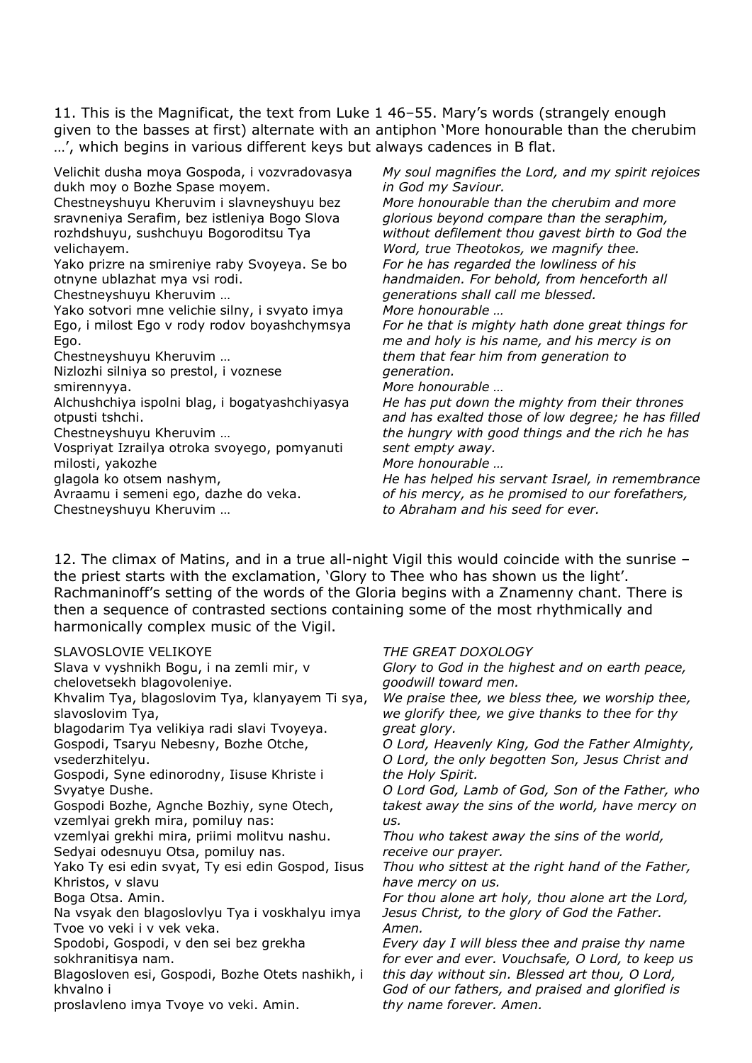11. This is the Magnificat, the text from Luke 1 46–55. Mary's words (strangely enough given to the basses at first) alternate with an antiphon 'More honourable than the cherubim …', which begins in various different keys but always cadences in B flat.

| | |
|---|---|
| Velichit dusha moya Gospoda, i vozvradovasya dukh moy o Bozhe Spase moyem. | *My soul magnifies the Lord, and my spirit rejoices in God my Saviour.* |
| Chestneyshuyu Kheruvim i slavneyshuyu bez sravneniya Serafim, bez istleniya Bogo Slova rozhdshuyu, sushchuyu Bogoroditsu Tya velichayem. | *More honourable than the cherubim and more glorious beyond compare than the seraphim, without defilement thou gavest birth to God the Word, true Theotokos, we magnify thee.* |
| Yako prizre na smireniye raby Svoyeya. Se bo otnyne ublazhat mya vsi rodi. | *For he has regarded the lowliness of his handmaiden. For behold, from henceforth all generations shall call me blessed.* |
| Chestneyshuyu Kheruvim … | *More honourable …* |
| Yako sotvori mne velichie silny, i svyato imya Ego, i milost Ego v rody rodov boyashchymsya Ego. | *For he that is mighty hath done great things for me and holy is his name, and his mercy is on them that fear him from generation to generation.* |
| Chestneyshuyu Kheruvim … | *More honourable …* |
| Nizlozhi silniya so prestol, i voznese smirennyya. Alchushchiya ispolni blag, i bogatyashchiyasya otpusti tshchi. | *He has put down the mighty from their thrones and has exalted those of low degree; he has filled the hungry with good things and the rich he has sent empty away.* |
| Chestneyshuyu Kheruvim … | *More honourable …* |
| Vospriyat Izrailya otroka svoyego, pomyanuti milosti, yakozhe glagola ko otsem nashym, Avraamu i semeni ego, dazhe do veka. | *He has helped his servant Israel, in remembrance of his mercy, as he promised to our forefathers, to Abraham and his seed for ever.* |
| Chestneyshuyu Kheruvim … | |

12. The climax of Matins, and in a true all-night Vigil this would coincide with the sunrise – the priest starts with the exclamation, 'Glory to Thee who has shown us the light'. Rachmaninoff's setting of the words of the Gloria begins with a Znamenny chant. There is then a sequence of contrasted sections containing some of the most rhythmically and harmonically complex music of the Vigil.

| | |
|---|---|
| SLAVOSLOVIE VELIKOYE | *THE GREAT DOXOLOGY* |
| Slava v vyshnikh Bogu, i na zemli mir, v chelovetsekh blagovoleniye. | *Glory to God in the highest and on earth peace, goodwill toward men.* |
| Khvalim Tya, blagoslovim Tya, klanyayem Ti sya, slavoslovim Tya, blagodarim Tya velikiya radi slavi Tvoyeya. | *We praise thee, we bless thee, we worship thee, we glorify thee, we give thanks to thee for thy great glory.* |
| Gospodi, Tsaryu Nebesny, Bozhe Otche, vsederzhitelyu. | *O Lord, Heavenly King, God the Father Almighty,* |
| Gospodi, Syne edinorodny, Iisuse Khriste i Svyatye Dushe. | *O Lord, the only begotten Son, Jesus Christ and the Holy Spirit.* |
| Gospodi Bozhe, Agnche Bozhiy, syne Otech, vzemlyai grekh mira, pomiluy nas: | *O Lord God, Lamb of God, Son of the Father, who takest away the sins of the world, have mercy on us.* |
| vzemlyai grekhi mira, priimi molitvu nashu. | *Thou who takest away the sins of the world, receive our prayer.* |
| Sedyai odesnuyu Otsa, pomiluy nas. | *Thou who sittest at the right hand of the Father, have mercy on us.* |
| Yako Ty esi edin svyat, Ty esi edin Gospod, Iisus Khristos, v slavu Boga Otsa. Amin. | *For thou alone art holy, thou alone art the Lord, Jesus Christ, to the glory of God the Father. Amen.* |
| Na vsyak den blagoslovlyu Tya i voskhalyu imya Tvoe vo veki i v vek veka. | *Every day I will bless thee and praise thy name for ever and ever.* |
| Spodobi, Gospodi, v den sei bez grekha sokhranitisya nam. | *Vouchsafe, O Lord, to keep us this day without sin.* |
| Blagosloven esi, Gospodi, Bozhe Otets nashikh, i khvalno i proslavleno imya Tvoye vo veki. Amin. | *Blessed art thou, O Lord, God of our fathers, and praised and glorified is thy name forever. Amen.* |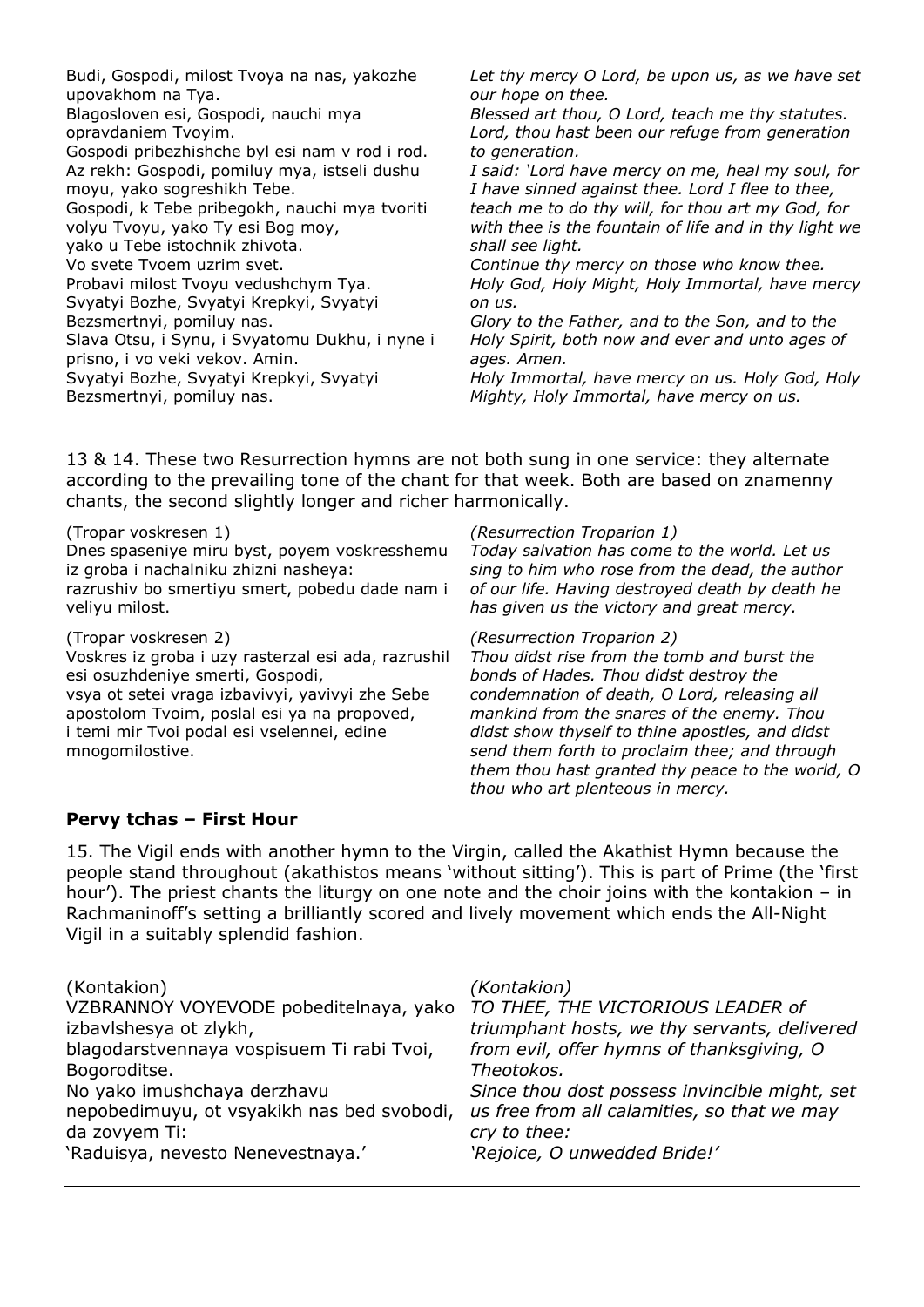Budi, Gospodi, milost Tvoya na nas, yakozhe upovakhom na Tya.
Blagosloven esi, Gospodi, nauchi mya opravdaniem Tvoyim.
Gospodi pribezhishche byl esi nam v rod i rod.
Az rekh: Gospodi, pomiluy mya, istseli dushu moyu, yako sogreshikh Tebe.
Gospodi, k Tebe pribegokh, nauchi mya tvoriti volyu Tvoyu, yako Ty esi Bog moy,
yako u Tebe istochnik zhivota.
Vo svete Tvoem uzrim svet.
Probavi milost Tvoyu vedushchym Tya.
Svyatyi Bozhe, Svyatyi Krepkyi, Svyatyi Bezsmertnyi, pomiluy nas.
Slava Otsu, i Synu, i Svyatomu Dukhu, i nyne i prisno, i vo veki vekov. Amin.
Svyatyi Bozhe, Svyatyi Krepkyi, Svyatyi Bezsmertnyi, pomiluy nas.

*Let thy mercy O Lord, be upon us, as we have set our hope on thee.*
*Blessed art thou, O Lord, teach me thy statutes.*
*Lord, thou hast been our refuge from generation to generation.*
*I said: 'Lord have mercy on me, heal my soul, for I have sinned against thee. Lord I flee to thee, teach me to do thy will, for thou art my God, for with thee is the fountain of life and in thy light we shall see light.*
*Continue thy mercy on those who know thee.*
*Holy God, Holy Might, Holy Immortal, have mercy on us.*
*Glory to the Father, and to the Son, and to the Holy Spirit, both now and ever and unto ages of ages. Amen.*
*Holy Immortal, have mercy on us. Holy God, Holy Mighty, Holy Immortal, have mercy on us.*

13 & 14. These two Resurrection hymns are not both sung in one service: they alternate according to the prevailing tone of the chant for that week. Both are based on znamenny chants, the second slightly longer and richer harmonically.

(Tropar voskresen 1)
Dnes spaseniye miru byst, poyem voskresshemu iz groba i nachalniku zhizni nasheya:
razrushiv bo smertiyu smert, pobedu dade nam i veliyu milost.

*(Resurrection Troparion 1)*
*Today salvation has come to the world. Let us sing to him who rose from the dead, the author of our life. Having destroyed death by death he has given us the victory and great mercy.*

(Tropar voskresen 2)
Voskres iz groba i uzy rasterzal esi ada, razrushil esi osuzhdeniye smerti, Gospodi,
vsya ot setei vraga izbavivyi, yavivyi zhe Sebe apostolom Tvoim, poslal esi ya na propoved,
i temi mir Tvoi podal esi vselennei, edine mnogomilostive.

*(Resurrection Troparion 2)*
*Thou didst rise from the tomb and burst the bonds of Hades. Thou didst destroy the condemnation of death, O Lord, releasing all mankind from the snares of the enemy. Thou didst show thyself to thine apostles, and didst send them forth to proclaim thee; and through them thou hast granted thy peace to the world, O thou who art plenteous in mercy.*

### Pervy tchas – First Hour

15. The Vigil ends with another hymn to the Virgin, called the Akathist Hymn because the people stand throughout (akathistos means 'without sitting'). This is part of Prime (the 'first hour'). The priest chants the liturgy on one note and the choir joins with the kontakion – in Rachmaninoff's setting a brilliantly scored and lively movement which ends the All-Night Vigil in a suitably splendid fashion.

(Kontakion)
VZBRANNOY VOYEVODE pobeditelnaya, yako izbavlshesya ot zlykh,
blagodarstvennaya vospisuem Ti rabi Tvoi, Bogoroditse.
No yako imushchaya derzhavu nepobedimuyu, ot vsyakikh nas svobodi, da zovyem Ti:
'Raduisya, nevesto Nenevestnaya.'

*(Kontakion)*
*TO THEE, THE VICTORIOUS LEADER of triumphant hosts, we thy servants, delivered from evil, offer hymns of thanksgiving, O Theotokos.*
*Since thou dost possess invincible might, set us free from all calamities, so that we may cry to thee:*
*'Rejoice, O unwedded Bride!'*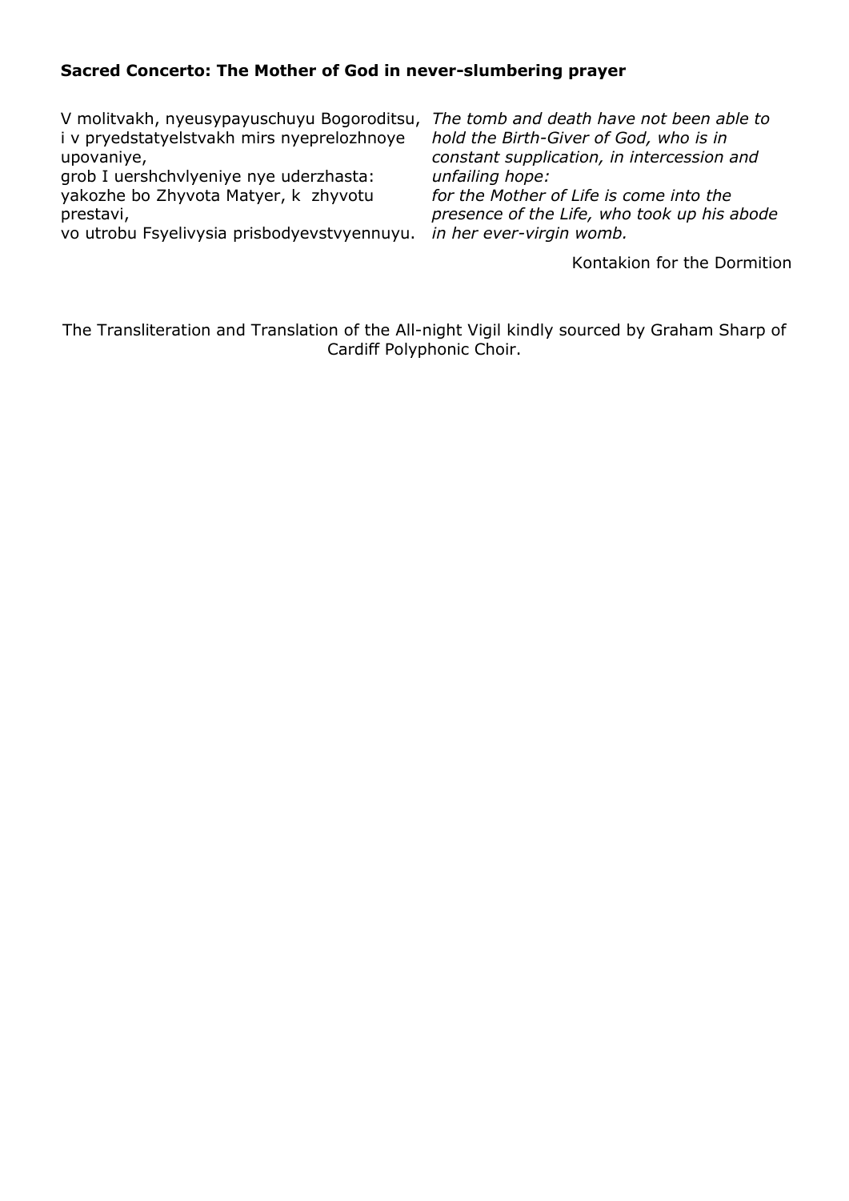**Sacred Concerto: The Mother of God in never-slumbering prayer**

| | |
|---|---|
| V molitvakh, nyeusypayuschuyu Bogoroditsu, i v pryedstatyelstvakh mirs nyeprelozhnoye upovaniye, grob I uershchvlyeniye nye uderzhasta: yakozhe bo Zhyvota Matyer, k zhyvotu prestavi, vo utrobu Fsyelivysia prisbodyevstvyennuyu. | *The tomb and death have not been able to hold the Birth-Giver of God, who is in constant supplication, in intercession and unfailing hope: for the Mother of Life is come into the presence of the Life, who took up his abode in her ever-virgin womb.* |

Kontakion for the Dormition

The Transliteration and Translation of the All-night Vigil kindly sourced by Graham Sharp of Cardiff Polyphonic Choir.